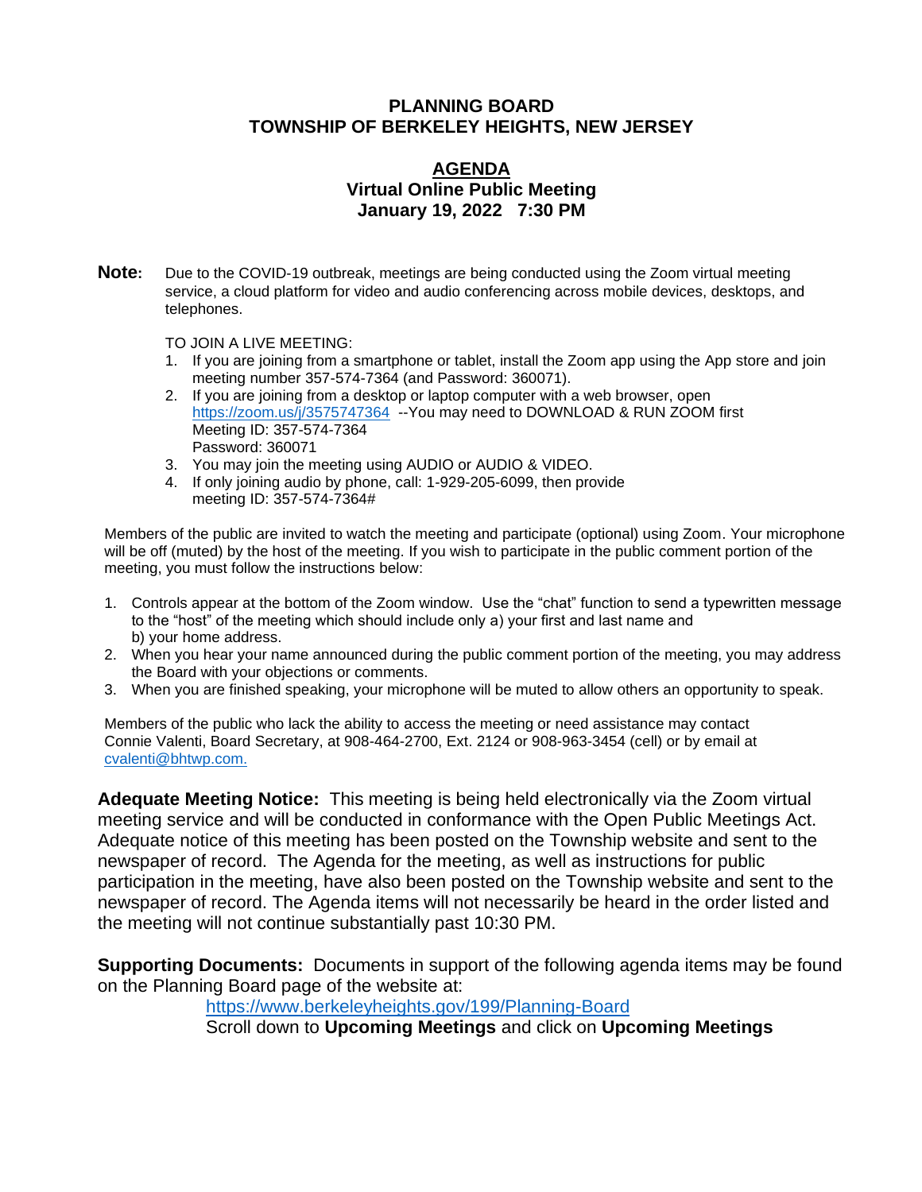# PLANNING BOARD
# TOWNSHIP OF BERKELEY HEIGHTS, NEW JERSEY

## AGENDA
### Virtual Online Public Meeting
### January 19, 2022 7:30 PM

**Note:** Due to the COVID-19 outbreak, meetings are being conducted using the Zoom virtual meeting service, a cloud platform for video and audio conferencing across mobile devices, desktops, and telephones.

TO JOIN A LIVE MEETING:

1. If you are joining from a smartphone or tablet, install the Zoom app using the App store and join meeting number 357-574-7364 (and Password: 360071).
2. If you are joining from a desktop or laptop computer with a web browser, open https://zoom.us/j/3575747364 --You may need to DOWNLOAD & RUN ZOOM first
   Meeting ID: 357-574-7364
   Password: 360071
3. You may join the meeting using AUDIO or AUDIO & VIDEO.
4. If only joining audio by phone, call: 1-929-205-6099, then provide meeting ID: 357-574-7364#

Members of the public are invited to watch the meeting and participate (optional) using Zoom. Your microphone will be off (muted) by the host of the meeting. If you wish to participate in the public comment portion of the meeting, you must follow the instructions below:

1. Controls appear at the bottom of the Zoom window. Use the "chat" function to send a typewritten message to the "host" of the meeting which should include only a) your first and last name and b) your home address.
2. When you hear your name announced during the public comment portion of the meeting, you may address the Board with your objections or comments.
3. When you are finished speaking, your microphone will be muted to allow others an opportunity to speak.

Members of the public who lack the ability to access the meeting or need assistance may contact Connie Valenti, Board Secretary, at 908-464-2700, Ext. 2124 or 908-963-3454 (cell) or by email at cvalenti@bhtwp.com.

**Adequate Meeting Notice:** This meeting is being held electronically via the Zoom virtual meeting service and will be conducted in conformance with the Open Public Meetings Act. Adequate notice of this meeting has been posted on the Township website and sent to the newspaper of record. The Agenda for the meeting, as well as instructions for public participation in the meeting, have also been posted on the Township website and sent to the newspaper of record. The Agenda items will not necessarily be heard in the order listed and the meeting will not continue substantially past 10:30 PM.

**Supporting Documents:** Documents in support of the following agenda items may be found on the Planning Board page of the website at:

https://www.berkeleyheights.gov/199/Planning-Board
Scroll down to **Upcoming Meetings** and click on **Upcoming Meetings**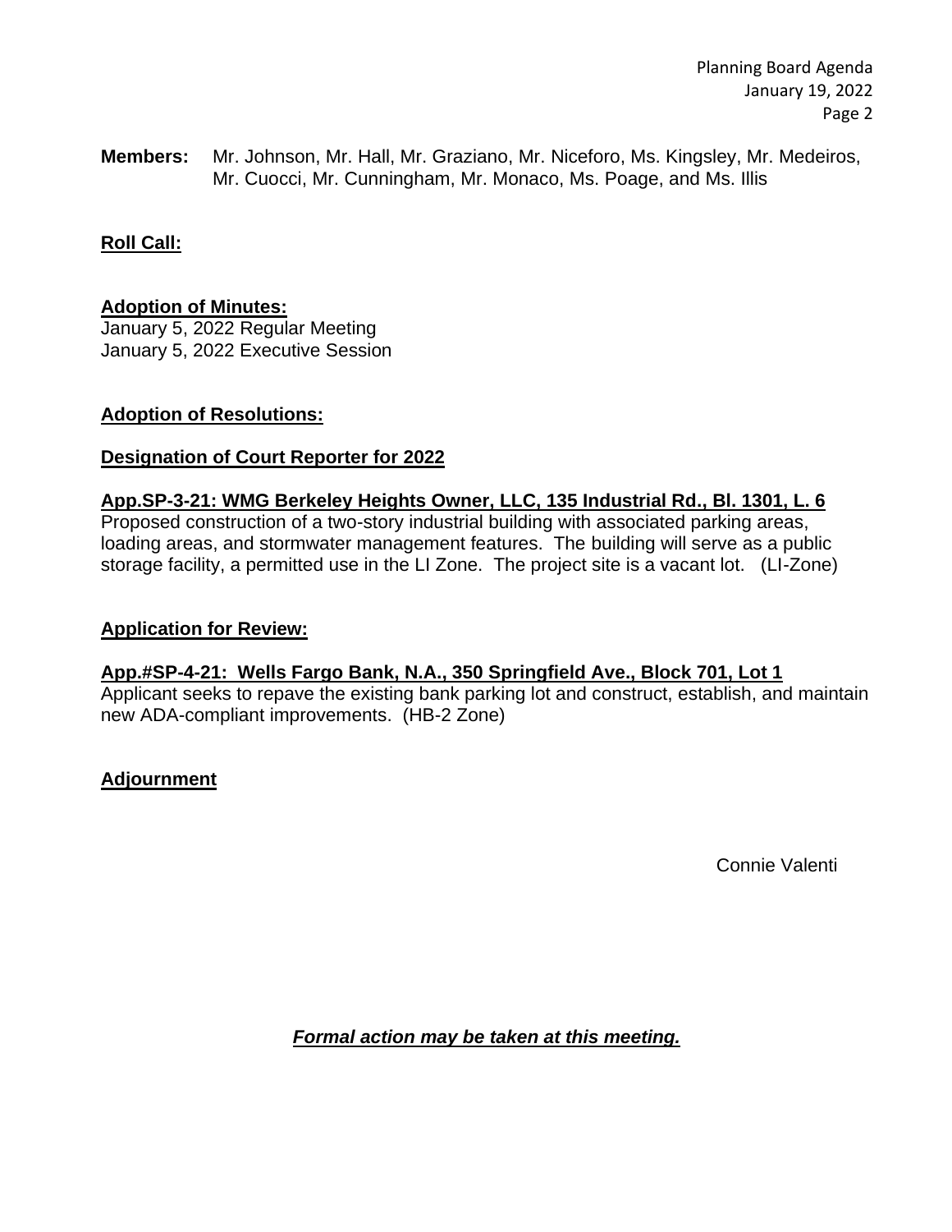**Members:** Mr. Johnson, Mr. Hall, Mr. Graziano, Mr. Niceforo, Ms. Kingsley, Mr. Medeiros, Mr. Cuocci, Mr. Cunningham, Mr. Monaco, Ms. Poage, and Ms. Illis

**Roll Call:**

**Adoption of Minutes:**

January 5, 2022 Regular Meeting
January 5, 2022 Executive Session

**Adoption of Resolutions:**

**Designation of Court Reporter for 2022**

**App.SP-3-21: WMG Berkeley Heights Owner, LLC, 135 Industrial Rd., Bl. 1301, L. 6**

Proposed construction of a two-story industrial building with associated parking areas, loading areas, and stormwater management features. The building will serve as a public storage facility, a permitted use in the LI Zone. The project site is a vacant lot. (LI-Zone)

**Application for Review:**

**App.#SP-4-21: Wells Fargo Bank, N.A., 350 Springfield Ave., Block 701, Lot 1**

Applicant seeks to repave the existing bank parking lot and construct, establish, and maintain new ADA-compliant improvements. (HB-2 Zone)

**Adjournment**

Connie Valenti

***Formal action may be taken at this meeting.***